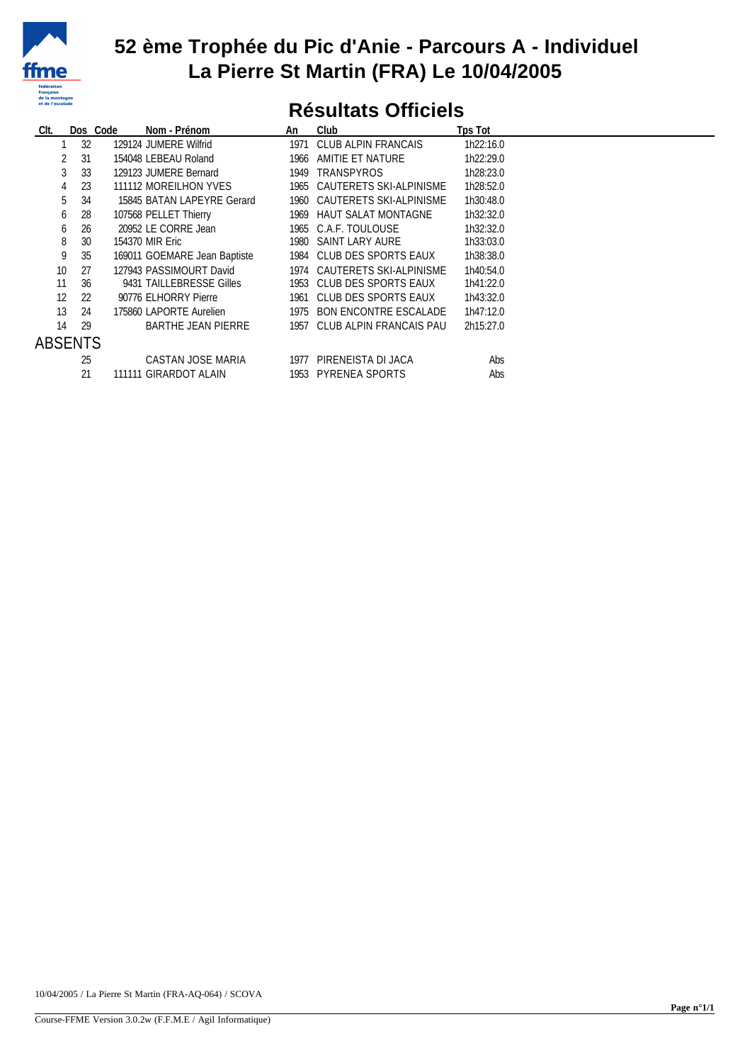# 52 ème Trophée du Pic d'Anie - Parcours A - Individuel
# La Pierre St Martin (FRA) Le 10/04/2005

## Résultats Officiels

| Clt. | Dos | Code | Nom - Prénom | An | Club | Tps Tot |
|---|---|---|---|---|---|---|
| 1 | 32 | 129124 | JUMERE Wilfrid | 1971 | CLUB ALPIN FRANCAIS | 1h22:16.0 |
| 2 | 31 | 154048 | LEBEAU Roland | 1966 | AMITIE ET NATURE | 1h22:29.0 |
| 3 | 33 | 129123 | JUMERE Bernard | 1949 | TRANSPYROS | 1h28:23.0 |
| 4 | 23 | 111112 | MOREILHON YVES | 1965 | CAUTERETS SKI-ALPINISME | 1h28:52.0 |
| 5 | 34 | 15845 | BATAN LAPEYRE Gerard | 1960 | CAUTERETS SKI-ALPINISME | 1h30:48.0 |
| 6 | 28 | 107568 | PELLET Thierry | 1969 | HAUT SALAT MONTAGNE | 1h32:32.0 |
| 6 | 26 | 20952 | LE CORRE Jean | 1965 | C.A.F. TOULOUSE | 1h32:32.0 |
| 8 | 30 | 154370 | MIR Eric | 1980 | SAINT LARY AURE | 1h33:03.0 |
| 9 | 35 | 169011 | GOEMARE Jean Baptiste | 1984 | CLUB DES SPORTS EAUX | 1h38:38.0 |
| 10 | 27 | 127943 | PASSIMOURT David | 1974 | CAUTERETS SKI-ALPINISME | 1h40:54.0 |
| 11 | 36 | 9431 | TAILLEBRESSE Gilles | 1953 | CLUB DES SPORTS EAUX | 1h41:22.0 |
| 12 | 22 | 90776 | ELHORRY Pierre | 1961 | CLUB DES SPORTS EAUX | 1h43:32.0 |
| 13 | 24 | 175860 | LAPORTE Aurelien | 1975 | BON ENCONTRE ESCALADE | 1h47:12.0 |
| 14 | 29 | | BARTHE JEAN PIERRE | 1957 | CLUB ALPIN FRANCAIS PAU | 2h15:27.0 |
| **ABSENTS** | | | | | | |
| | 25 | | CASTAN JOSE MARIA | 1977 | PIRENEISTA DI JACA | Abs |
| | 21 | 111111 | GIRARDOT ALAIN | 1953 | PYRENEA SPORTS | Abs |

10/04/2005 / La Pierre St Martin (FRA-AQ-064) / SCOVA

Course-FFME Version 3.0.2w (F.F.M.E / Agil Informatique)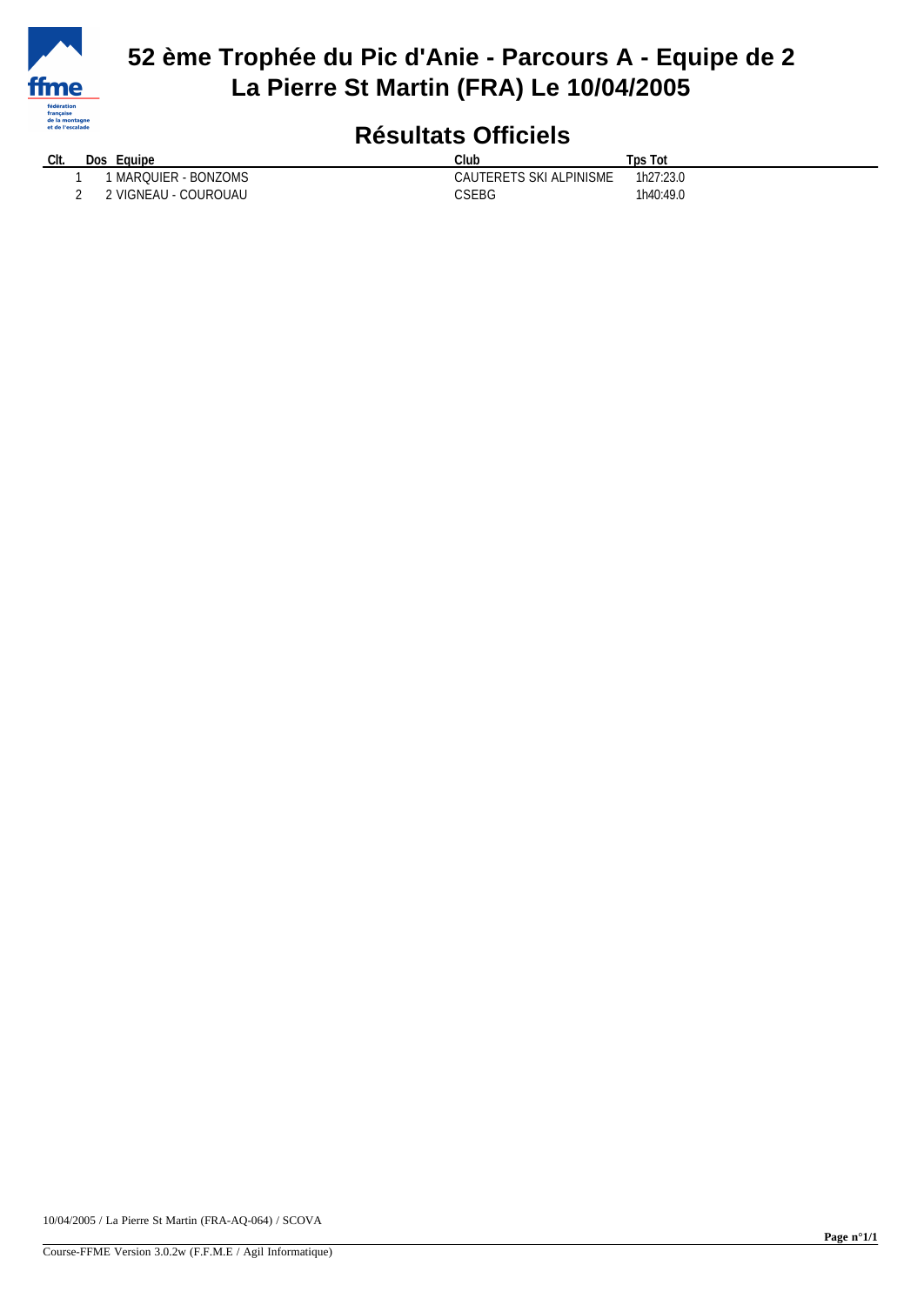# 52 ème Trophée du Pic d'Anie - Parcours A - Equipe de 2
# La Pierre St Martin (FRA) Le 10/04/2005

## Résultats Officiels

| Clt. | Dos | Equipe | Club | Tps Tot |
|---|---|---|---|---|
| 1 | 1 | MARQUIER - BONZOMS | CAUTERETS SKI ALPINISME | 1h27:23.0 |
| 2 | 2 | VIGNEAU - COUROUAU | CSEBG | 1h40:49.0 |

10/04/2005 / La Pierre St Martin (FRA-AQ-064) / SCOVA

Course-FFME Version 3.0.2w (F.F.M.E / Agil Informatique)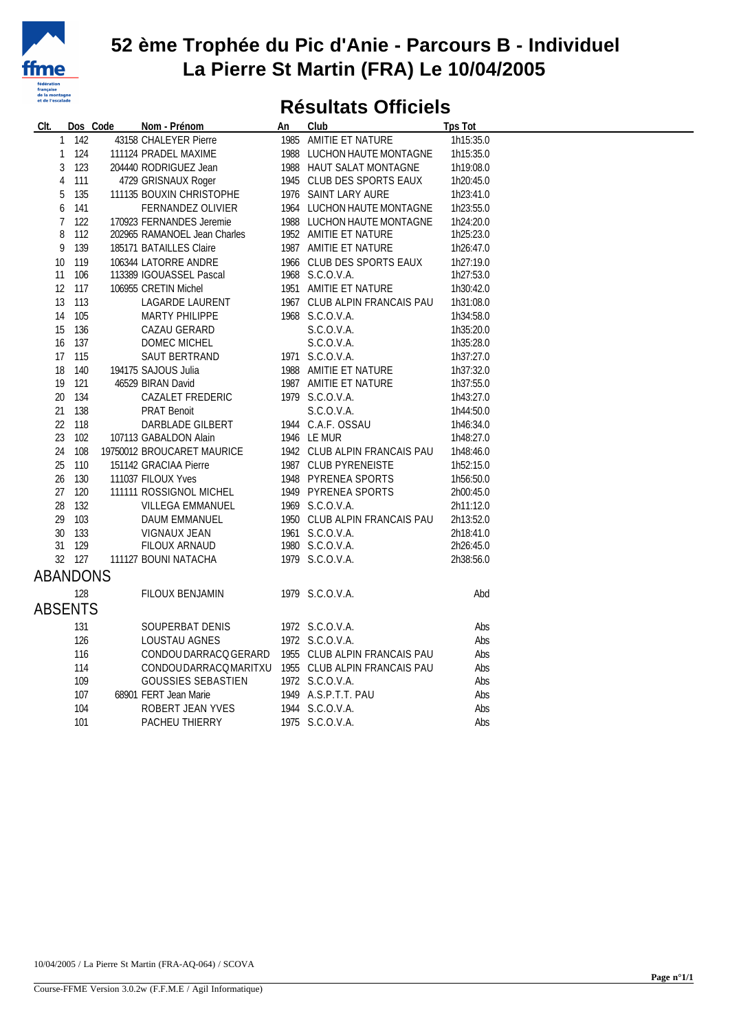# 52 ème Trophée du Pic d'Anie - Parcours B - Individuel
# La Pierre St Martin (FRA) Le 10/04/2005

## Résultats Officiels

| Clt. | Dos | Code | Nom - Prénom | An | Club | Tps Tot |
|---|---|---|---|---|---|---|
| 1 | 142 | 43158 | CHALEYER Pierre | 1985 | AMITIE ET NATURE | 1h15:35.0 |
| 1 | 124 | 111124 | PRADEL MAXIME | 1988 | LUCHON HAUTE MONTAGNE | 1h15:35.0 |
| 3 | 123 | 204440 | RODRIGUEZ Jean | 1988 | HAUT SALAT MONTAGNE | 1h19:08.0 |
| 4 | 111 | 4729 | GRISNAUX Roger | 1945 | CLUB DES SPORTS EAUX | 1h20:45.0 |
| 5 | 135 | 111135 | BOUXIN CHRISTOPHE | 1976 | SAINT LARY AURE | 1h23:41.0 |
| 6 | 141 | | FERNANDEZ OLIVIER | 1964 | LUCHON HAUTE MONTAGNE | 1h23:55.0 |
| 7 | 122 | 170923 | FERNANDES Jeremie | 1988 | LUCHON HAUTE MONTAGNE | 1h24:20.0 |
| 8 | 112 | 202965 | RAMANOEL Jean Charles | 1952 | AMITIE ET NATURE | 1h25:23.0 |
| 9 | 139 | 185171 | BATAILLES Claire | 1987 | AMITIE ET NATURE | 1h26:47.0 |
| 10 | 119 | 106344 | LATORRE ANDRE | 1966 | CLUB DES SPORTS EAUX | 1h27:19.0 |
| 11 | 106 | 113389 | IGOUASSEL Pascal | 1968 | S.C.O.V.A. | 1h27:53.0 |
| 12 | 117 | 106955 | CRETIN Michel | 1951 | AMITIE ET NATURE | 1h30:42.0 |
| 13 | 113 | | LAGARDE LAURENT | 1967 | CLUB ALPIN FRANCAIS PAU | 1h31:08.0 |
| 14 | 105 | | MARTY PHILIPPE | 1968 | S.C.O.V.A. | 1h34:58.0 |
| 15 | 136 | | CAZAU GERARD | | S.C.O.V.A. | 1h35:20.0 |
| 16 | 137 | | DOMEC MICHEL | | S.C.O.V.A. | 1h35:28.0 |
| 17 | 115 | | SAUT BERTRAND | 1971 | S.C.O.V.A. | 1h37:27.0 |
| 18 | 140 | 194175 | SAJOUS Julia | 1988 | AMITIE ET NATURE | 1h37:32.0 |
| 19 | 121 | 46529 | BIRAN David | 1987 | AMITIE ET NATURE | 1h37:55.0 |
| 20 | 134 | | CAZALET FREDERIC | 1979 | S.C.O.V.A. | 1h43:27.0 |
| 21 | 138 | | PRAT Benoit | | S.C.O.V.A. | 1h44:50.0 |
| 22 | 118 | | DARBLADE GILBERT | 1944 | C.A.F. OSSAU | 1h46:34.0 |
| 23 | 102 | 107113 | GABALDON Alain | 1946 | LE MUR | 1h48:27.0 |
| 24 | 108 | 19750012 | BROUCARET MAURICE | 1942 | CLUB ALPIN FRANCAIS PAU | 1h48:46.0 |
| 25 | 110 | 151142 | GRACIAA Pierre | 1987 | CLUB PYRENEISTE | 1h52:15.0 |
| 26 | 130 | 111037 | FILOUX Yves | 1948 | PYRENEA SPORTS | 1h56:50.0 |
| 27 | 120 | 111111 | ROSSIGNOL MICHEL | 1949 | PYRENEA SPORTS | 2h00:45.0 |
| 28 | 132 | | VILLEGA EMMANUEL | 1969 | S.C.O.V.A. | 2h11:12.0 |
| 29 | 103 | | DAUM EMMANUEL | 1950 | CLUB ALPIN FRANCAIS PAU | 2h13:52.0 |
| 30 | 133 | | VIGNAUX JEAN | 1961 | S.C.O.V.A. | 2h18:41.0 |
| 31 | 129 | | FILOUX ARNAUD | 1980 | S.C.O.V.A. | 2h26:45.0 |
| 32 | 127 | 111127 | BOUNI NATACHA | 1979 | S.C.O.V.A. | 2h38:56.0 |

## ABANDONS

| Clt. | Dos | Code | Nom - Prénom | An | Club | Tps Tot |
|---|---|---|---|---|---|---|
| | 128 | | FILOUX BENJAMIN | 1979 | S.C.O.V.A. | Abd |

## ABSENTS

| Clt. | Dos | Code | Nom - Prénom | An | Club | Tps Tot |
|---|---|---|---|---|---|---|
| | 131 | | SOUPERBAT DENIS | 1972 | S.C.O.V.A. | Abs |
| | 126 | | LOUSTAU AGNES | 1972 | S.C.O.V.A. | Abs |
| | 116 | | CONDOU DARRACQ GERARD | 1955 | CLUB ALPIN FRANCAIS PAU | Abs |
| | 114 | | CONDOU DARRACQ MARITXU | 1955 | CLUB ALPIN FRANCAIS PAU | Abs |
| | 109 | | GOUSSIES SEBASTIEN | 1972 | S.C.O.V.A. | Abs |
| | 107 | 68901 | FERT Jean Marie | 1949 | A.S.P.T.T. PAU | Abs |
| | 104 | | ROBERT JEAN YVES | 1944 | S.C.O.V.A. | Abs |
| | 101 | | PACHEU THIERRY | 1975 | S.C.O.V.A. | Abs |

10/04/2005 / La Pierre St Martin (FRA-AQ-064) / SCOVA

Course-FFME Version 3.0.2w (F.F.M.E / Agil Informatique)